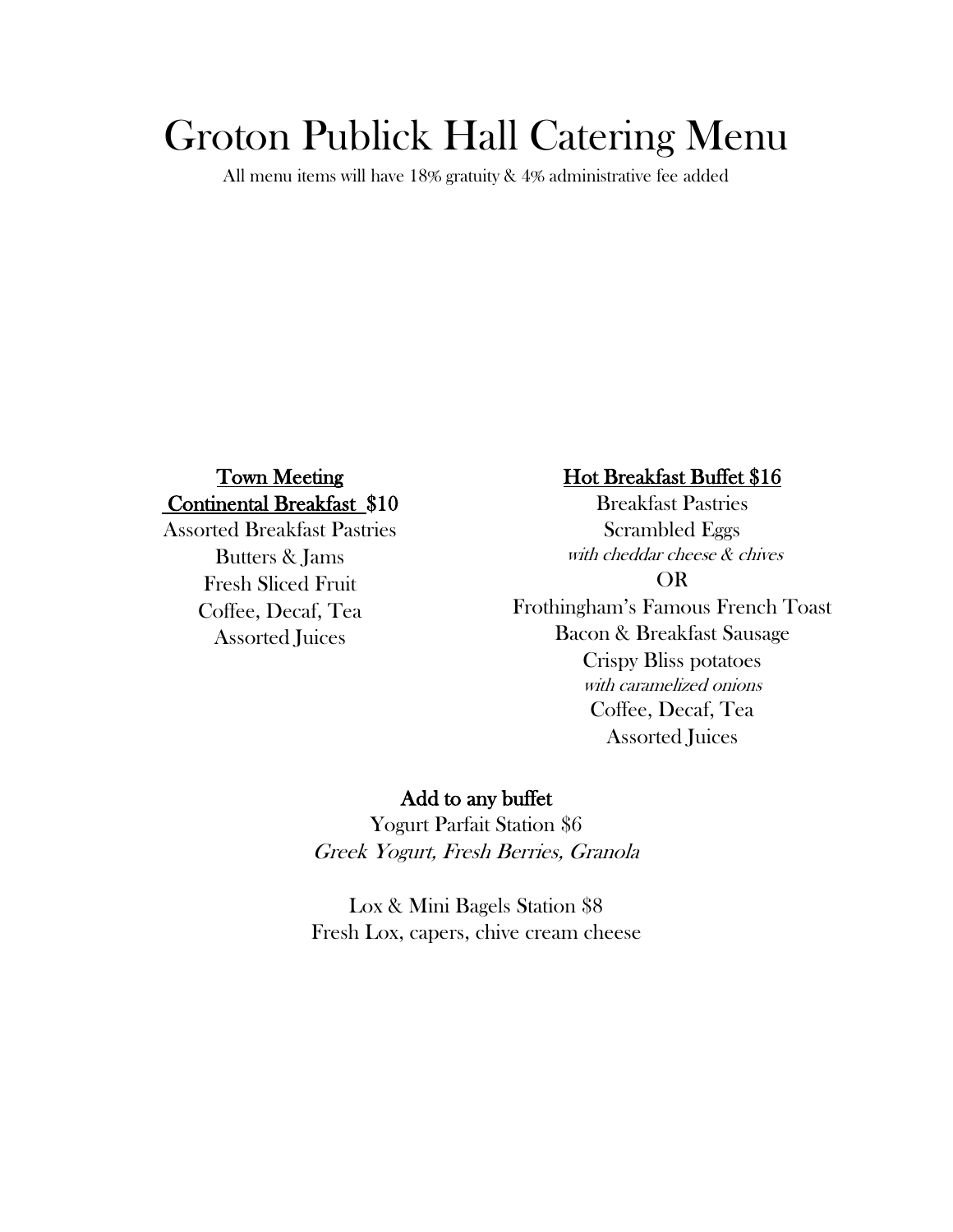# Groton Publick Hall Catering Menu

All menu items will have 18% gratuity & 4% administrative fee added

## Town Meeting Continental Breakfast $10

Assorted Breakfast Pastries
Butters & Jams
Fresh Sliced Fruit
Coffee, Decaf, Tea
Assorted Juices

## Hot Breakfast Buffet $16

Breakfast Pastries
Scrambled Eggs
*with cheddar cheese & chives*
OR
Frothingham's Famous French Toast
Bacon & Breakfast Sausage
Crispy Bliss potatoes
*with caramelized onions*
Coffee, Decaf, Tea
Assorted Juices

## Add to any buffet

Yogurt Parfait Station $6
*Greek Yogurt, Fresh Berries, Granola*

Lox & Mini Bagels Station $8
Fresh Lox, capers, chive cream cheese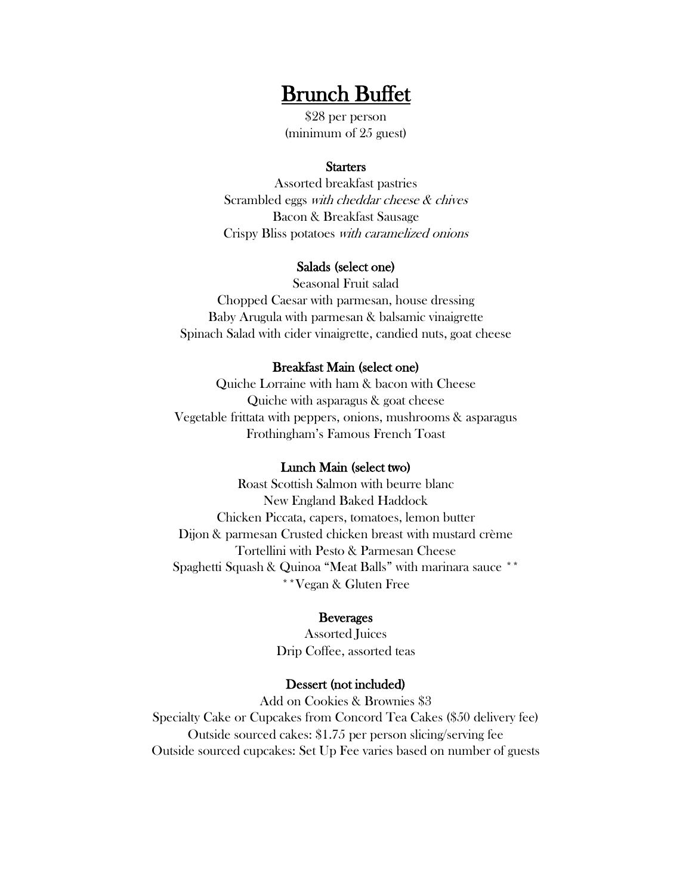# Brunch Buffet

$28 per person
(minimum of 25 guest)

### Starters

Assorted breakfast pastries
Scrambled eggs *with cheddar cheese & chives*
Bacon & Breakfast Sausage
Crispy Bliss potatoes *with caramelized onions*

### Salads (select one)

Seasonal Fruit salad
Chopped Caesar with parmesan, house dressing
Baby Arugula with parmesan & balsamic vinaigrette
Spinach Salad with cider vinaigrette, candied nuts, goat cheese

### Breakfast Main (select one)

Quiche Lorraine with ham & bacon with Cheese
Quiche with asparagus & goat cheese
Vegetable frittata with peppers, onions, mushrooms & asparagus
Frothingham's Famous French Toast

### Lunch Main (select two)

Roast Scottish Salmon with beurre blanc
New England Baked Haddock
Chicken Piccata, capers, tomatoes, lemon butter
Dijon & parmesan Crusted chicken breast with mustard crème
Tortellini with Pesto & Parmesan Cheese
Spaghetti Squash & Quinoa "Meat Balls" with marinara sauce **
**Vegan & Gluten Free

### Beverages

Assorted Juices
Drip Coffee, assorted teas

### Dessert (not included)

Add on Cookies & Brownies $3
Specialty Cake or Cupcakes from Concord Tea Cakes ($50 delivery fee)
Outside sourced cakes: $1.75 per person slicing/serving fee
Outside sourced cupcakes: Set Up Fee varies based on number of guests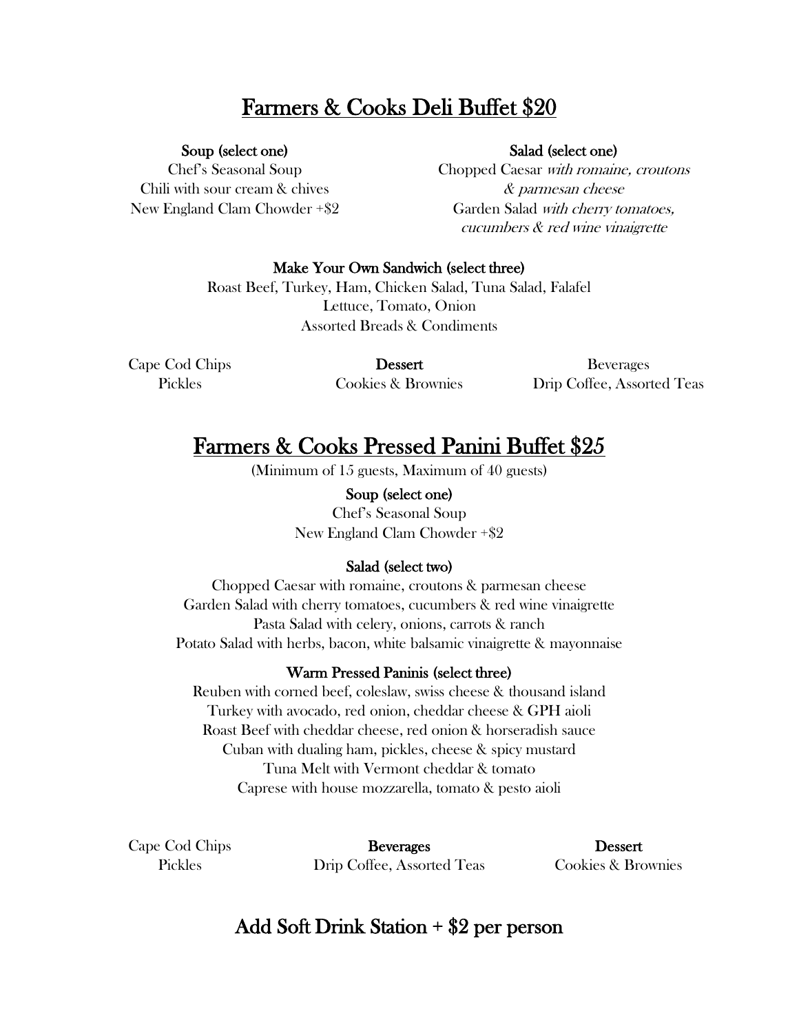## Farmers & Cooks Deli Buffet $20

**Soup (select one)**
Chef's Seasonal Soup
Chili with sour cream & chives
New England Clam Chowder +$2

**Salad (select one)**
Chopped Caesar *with romaine, croutons & parmesan cheese*
Garden Salad *with cherry tomatoes, cucumbers & red wine vinaigrette*

**Make Your Own Sandwich (select three)**
Roast Beef, Turkey, Ham, Chicken Salad, Tuna Salad, Falafel
Lettuce, Tomato, Onion
Assorted Breads & Condiments

Cape Cod Chips
Pickles

**Dessert**
Cookies & Brownies

Beverages
Drip Coffee, Assorted Teas

## Farmers & Cooks Pressed Panini Buffet $25

(Minimum of 15 guests, Maximum of 40 guests)

**Soup (select one)**
Chef's Seasonal Soup
New England Clam Chowder +$2

**Salad (select two)**
Chopped Caesar with romaine, croutons & parmesan cheese
Garden Salad with cherry tomatoes, cucumbers & red wine vinaigrette
Pasta Salad with celery, onions, carrots & ranch
Potato Salad with herbs, bacon, white balsamic vinaigrette & mayonnaise

**Warm Pressed Paninis (select three)**
Reuben with corned beef, coleslaw, swiss cheese & thousand island
Turkey with avocado, red onion, cheddar cheese & GPH aioli
Roast Beef with cheddar cheese, red onion & horseradish sauce
Cuban with dualing ham, pickles, cheese & spicy mustard
Tuna Melt with Vermont cheddar & tomato
Caprese with house mozzarella, tomato & pesto aioli

Cape Cod Chips
Pickles

**Beverages**
Drip Coffee, Assorted Teas

**Dessert**
Cookies & Brownies

### Add Soft Drink Station + $2 per person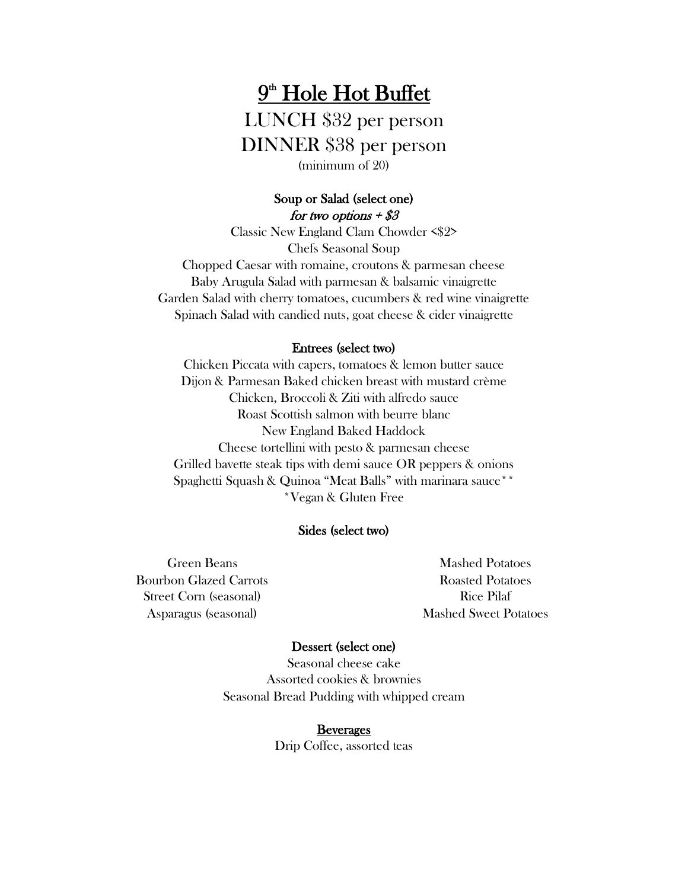# 9th Hole Hot Buffet

LUNCH $32 per person

DINNER $38 per person

(minimum of 20)

### Soup or Salad (select one)

*for two options + $3*

Classic New England Clam Chowder <$2>

Chefs Seasonal Soup

Chopped Caesar with romaine, croutons & parmesan cheese

Baby Arugula Salad with parmesan & balsamic vinaigrette

Garden Salad with cherry tomatoes, cucumbers & red wine vinaigrette

Spinach Salad with candied nuts, goat cheese & cider vinaigrette

### Entrees (select two)

Chicken Piccata with capers, tomatoes & lemon butter sauce

Dijon & Parmesan Baked chicken breast with mustard crème

Chicken, Broccoli & Ziti with alfredo sauce

Roast Scottish salmon with beurre blanc

New England Baked Haddock

Cheese tortellini with pesto & parmesan cheese

Grilled bavette steak tips with demi sauce OR peppers & onions

Spaghetti Squash & Quinoa "Meat Balls" with marinara sauce**

*Vegan & Gluten Free

### Sides (select two)

Green Beans

Bourbon Glazed Carrots

Street Corn (seasonal)

Asparagus (seasonal)

Mashed Potatoes

Roasted Potatoes

Rice Pilaf

Mashed Sweet Potatoes

### Dessert (select one)

Seasonal cheese cake

Assorted cookies & brownies

Seasonal Bread Pudding with whipped cream

### Beverages

Drip Coffee, assorted teas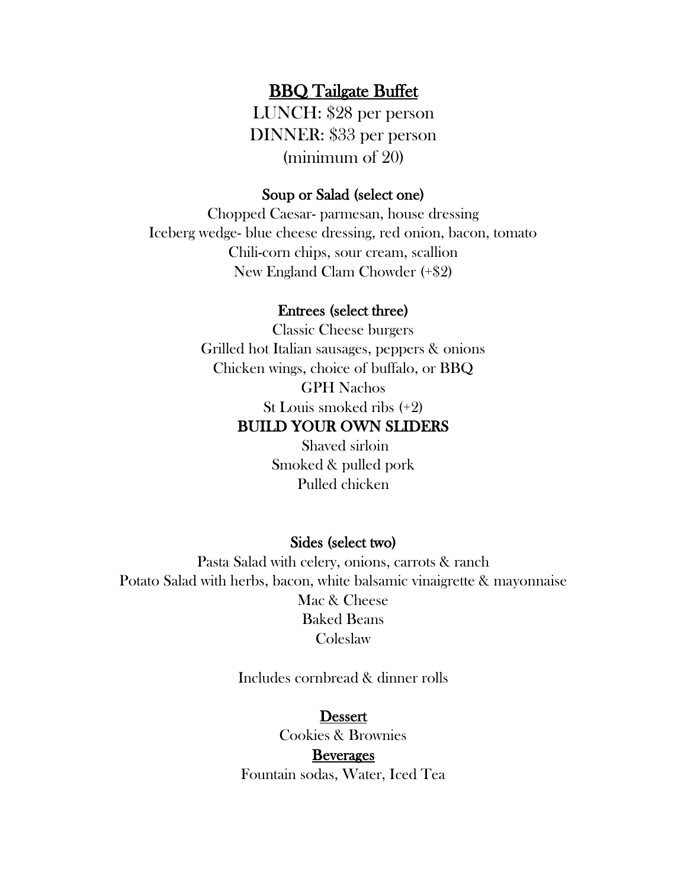# BBQ Tailgate Buffet

LUNCH: $28 per person
DINNER: $33 per person
(minimum of 20)

## Soup or Salad (select one)

Chopped Caesar- parmesan, house dressing
Iceberg wedge- blue cheese dressing, red onion, bacon, tomato
Chili-corn chips, sour cream, scallion
New England Clam Chowder (+$2)

## Entrees (select three)

Classic Cheese burgers
Grilled hot Italian sausages, peppers & onions
Chicken wings, choice of buffalo, or BBQ
GPH Nachos
St Louis smoked ribs (+2)

### BUILD YOUR OWN SLIDERS

Shaved sirloin
Smoked & pulled pork
Pulled chicken

## Sides (select two)

Pasta Salad with celery, onions, carrots & ranch
Potato Salad with herbs, bacon, white balsamic vinaigrette & mayonnaise
Mac & Cheese
Baked Beans
Coleslaw

Includes cornbread & dinner rolls

## Dessert

Cookies & Brownies

## Beverages

Fountain sodas, Water, Iced Tea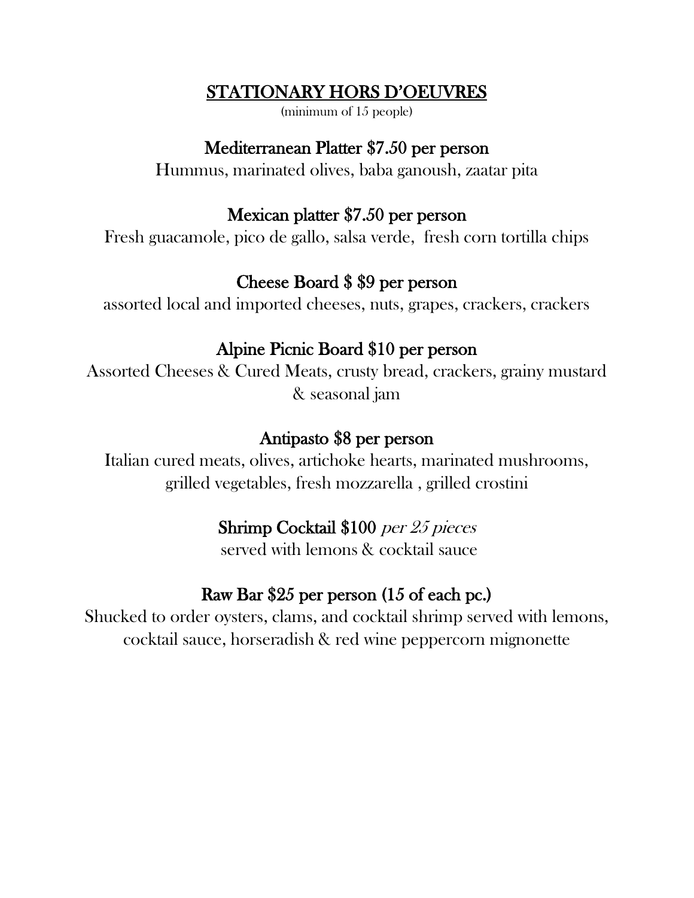# STATIONARY HORS D'OEUVRES

(minimum of 15 people)

### Mediterranean Platter $7.50 per person

Hummus, marinated olives, baba ganoush, zaatar pita

### Mexican platter $7.50 per person

Fresh guacamole, pico de gallo, salsa verde, fresh corn tortilla chips

### Cheese Board $ $9 per person

assorted local and imported cheeses, nuts, grapes, crackers, crackers

### Alpine Picnic Board $10 per person

Assorted Cheeses & Cured Meats, crusty bread, crackers, grainy mustard & seasonal jam

### Antipasto $8 per person

Italian cured meats, olives, artichoke hearts, marinated mushrooms, grilled vegetables, fresh mozzarella , grilled crostini

### Shrimp Cocktail $100 *per 25 pieces*

served with lemons & cocktail sauce

### Raw Bar $25 per person (15 of each pc.)

Shucked to order oysters, clams, and cocktail shrimp served with lemons, cocktail sauce, horseradish & red wine peppercorn mignonette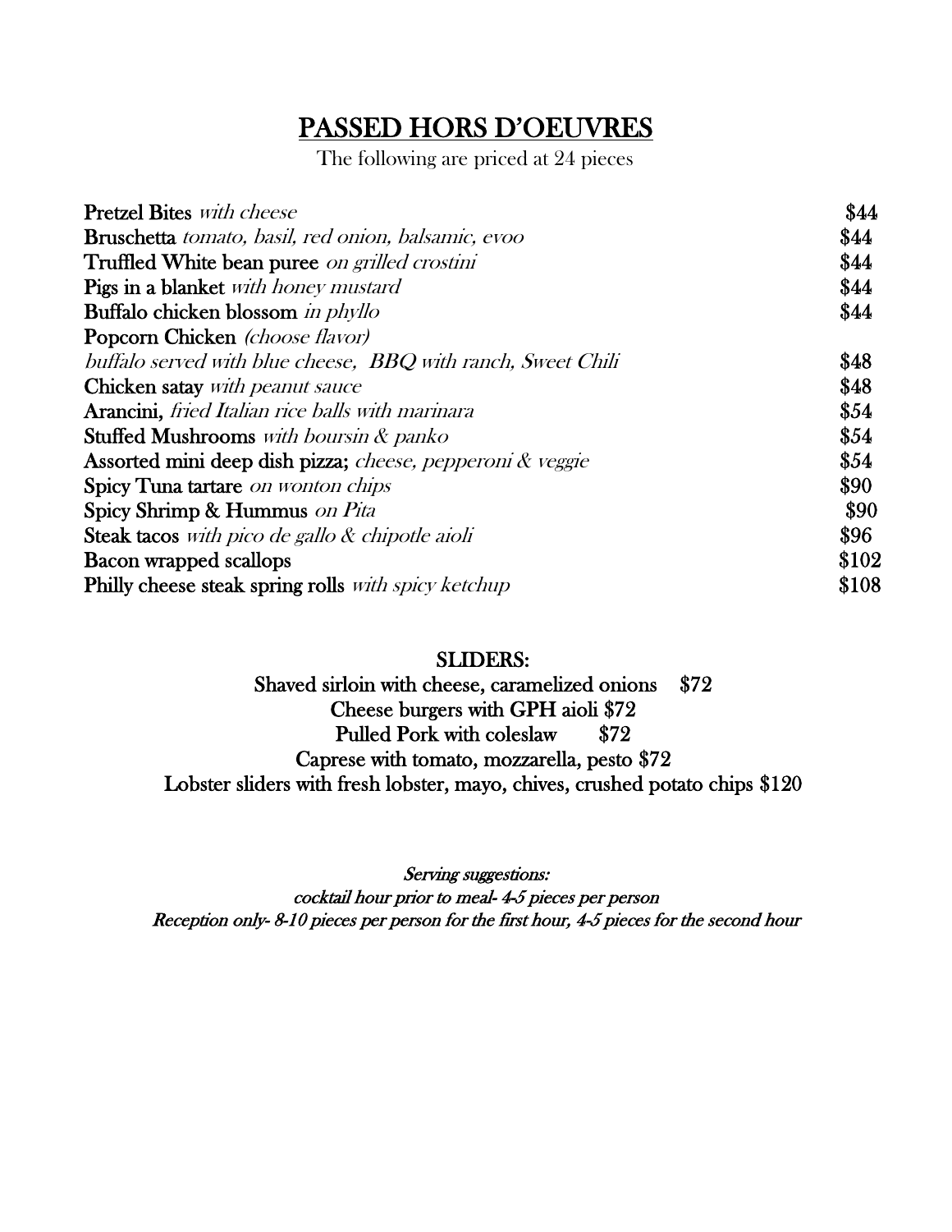# PASSED HORS D'OEUVRES

The following are priced at 24 pieces

| Item | Price |
|---|---|
| **Pretzel Bites** *with cheese* | $44 |
| **Bruschetta** *tomato, basil, red onion, balsamic, evoo* | $44 |
| **Truffled White bean puree** *on grilled crostini* | $44 |
| **Pigs in a blanket** *with honey mustard* | $44 |
| **Buffalo chicken blossom** *in phyllo* | $44 |
| **Popcorn Chicken** *(choose flavor)* *buffalo served with blue cheese, BBQ with ranch, Sweet Chili* | $48 |
| **Chicken satay** *with peanut sauce* | $48 |
| **Arancini,** *fried Italian rice balls with marinara* | $54 |
| **Stuffed Mushrooms** *with boursin & panko* | $54 |
| **Assorted mini deep dish pizza;** *cheese, pepperoni & veggie* | $54 |
| **Spicy Tuna tartare** *on wonton chips* | $90 |
| **Spicy Shrimp & Hummus** *on Pita* | $90 |
| **Steak tacos** *with pico de gallo & chipotle aioli* | $96 |
| **Bacon wrapped scallops** | $102 |
| **Philly cheese steak spring rolls** *with spicy ketchup* | $108 |

## SLIDERS:

Shaved sirloin with cheese, caramelized onions $72

Cheese burgers with GPH aioli $72

Pulled Pork with coleslaw $72

Caprese with tomato, mozzarella, pesto $72

Lobster sliders with fresh lobster, mayo, chives, crushed potato chips $120

*Serving suggestions:*

*cocktail hour prior to meal- 4-5 pieces per person*

*Reception only- 8-10 pieces per person for the first hour, 4-5 pieces for the second hour*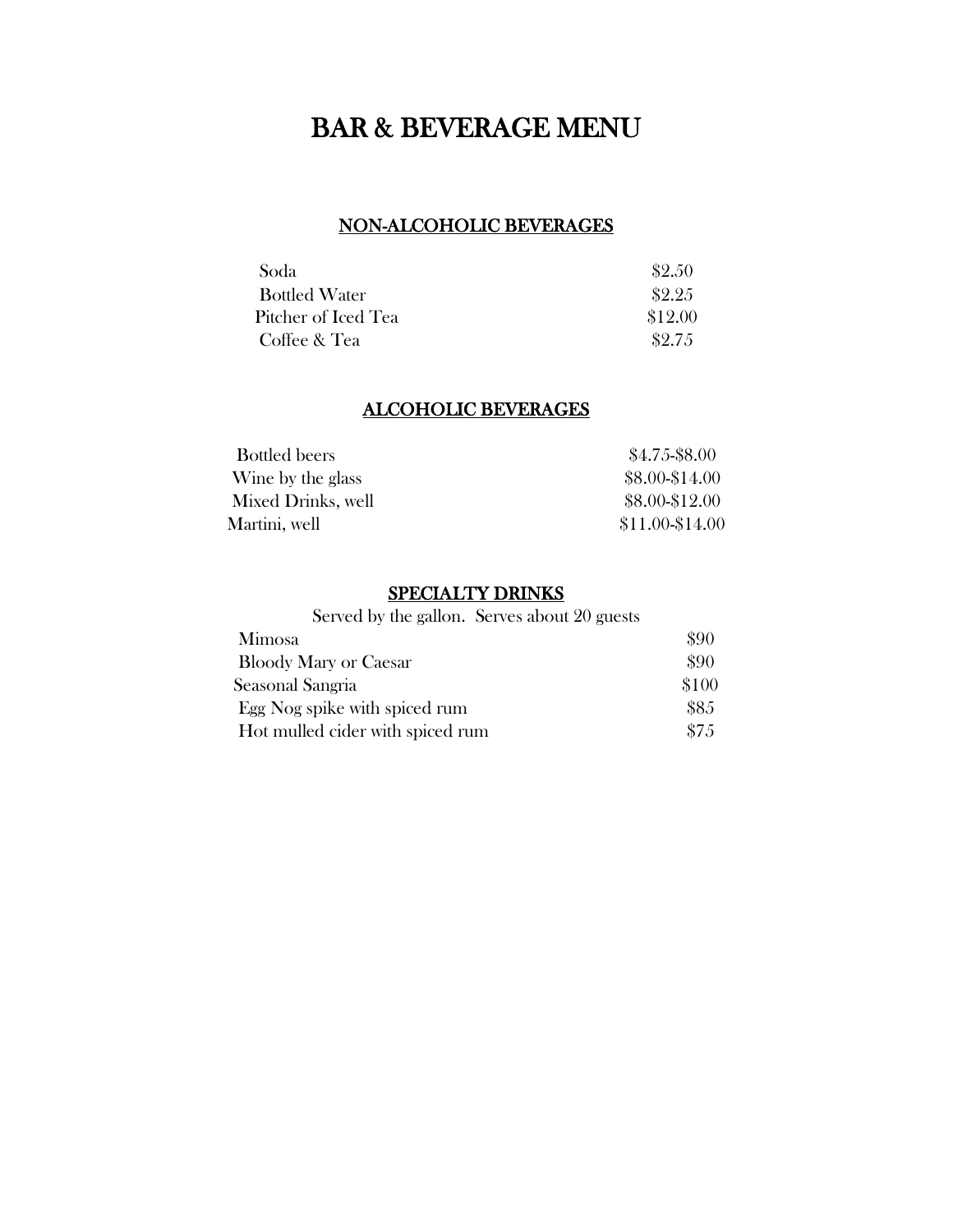# BAR & BEVERAGE MENU

## NON-ALCOHOLIC BEVERAGES

| | |
|---|---|
| Soda | $2.50 |
| Bottled Water | $2.25 |
| Pitcher of Iced Tea | $12.00 |
| Coffee & Tea | $2.75 |

## ALCOHOLIC BEVERAGES

| | |
|---|---|
| Bottled beers | $4.75-$8.00 |
| Wine by the glass | $8.00-$14.00 |
| Mixed Drinks, well | $8.00-$12.00 |
| Martini, well | $11.00-$14.00 |

## SPECIALTY DRINKS

Served by the gallon. Serves about 20 guests

| | |
|---|---|
| Mimosa | $90 |
| Bloody Mary or Caesar | $90 |
| Seasonal Sangria | $100 |
| Egg Nog spike with spiced rum | $85 |
| Hot mulled cider with spiced rum | $75 |